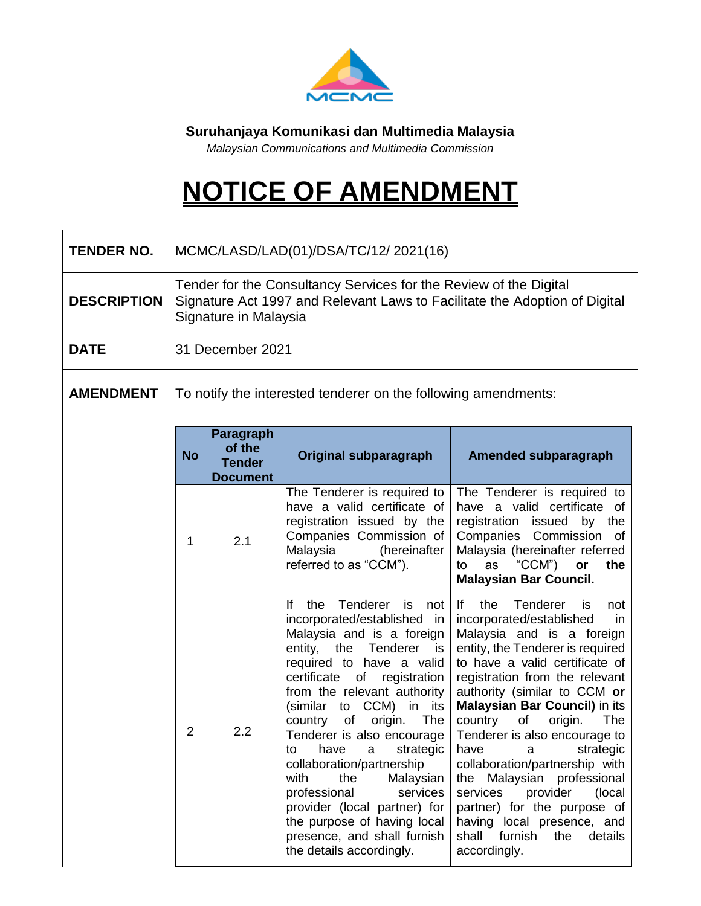**Suruhanjaya Komunikasi dan Multimedia Malaysia**

*Malaysian Communications and Multimedia Commission*

# NOTICE OF AMENDMENT

| | |
|---|---|
| **TENDER NO.** | MCMC/LASD/LAD(01)/DSA/TC/12/ 2021(16) |
| **DESCRIPTION** | Tender for the Consultancy Services for the Review of the Digital Signature Act 1997 and Relevant Laws to Facilitate the Adoption of Digital Signature in Malaysia |
| **DATE** | 31 December 2021 |
| **AMENDMENT** | To notify the interested tenderer on the following amendments: |

| No | Paragraph of the Tender Document | Original subparagraph | Amended subparagraph |
|---|---|---|---|
| 1 | 2.1 | The Tenderer is required to have a valid certificate of registration issued by the Companies Commission of Malaysia (hereinafter referred to as "CCM"). | The Tenderer is required to have a valid certificate of registration issued by the Companies Commission of Malaysia (hereinafter referred to as "CCM") **or the Malaysian Bar Council.** |
| 2 | 2.2 | If the Tenderer is not incorporated/established in Malaysia and is a foreign entity, the Tenderer is required to have a valid certificate of registration from the relevant authority (similar to CCM) in its country of origin. The Tenderer is also encourage to have a strategic collaboration/partnership with the Malaysian professional services provider (local partner) for the purpose of having local presence, and shall furnish the details accordingly. | If the Tenderer is not incorporated/established in Malaysia and is a foreign entity, the Tenderer is required to have a valid certificate of registration from the relevant authority (similar to CCM **or Malaysian Bar Council)** in its country of origin. The Tenderer is also encourage to have a strategic collaboration/partnership with the Malaysian professional services provider (local partner) for the purpose of having local presence, and shall furnish the details accordingly. |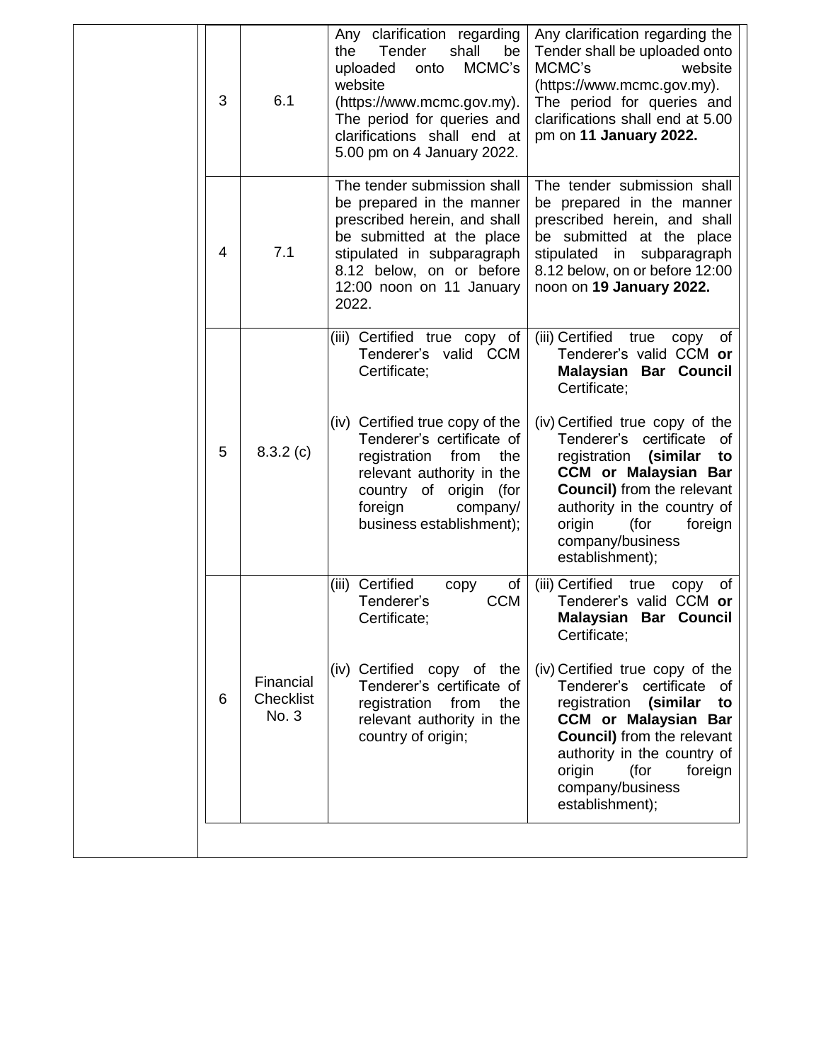| | | | | |
|---|---|---|---|---|
| | 3 | 6.1 | Any clarification regarding the Tender shall be uploaded onto MCMC's website (https://www.mcmc.gov.my). The period for queries and clarifications shall end at 5.00 pm on 4 January 2022. | Any clarification regarding the Tender shall be uploaded onto MCMC's website (https://www.mcmc.gov.my). The period for queries and clarifications shall end at 5.00 pm on **11 January 2022.** |
| | 4 | 7.1 | The tender submission shall be prepared in the manner prescribed herein, and shall be submitted at the place stipulated in subparagraph 8.12 below, on or before 12:00 noon on 11 January 2022. | The tender submission shall be prepared in the manner prescribed herein, and shall be submitted at the place stipulated in subparagraph 8.12 below, on or before 12:00 noon on **19 January 2022.** |
| | 5 | 8.3.2 (c) | (iii) Certified true copy of Tenderer's valid CCM Certificate;<br><br>(iv) Certified true copy of the Tenderer's certificate of registration from the relevant authority in the country of origin (for foreign company/ business establishment); | (iii) Certified true copy of Tenderer's valid CCM **or Malaysian Bar Council** Certificate;<br><br>(iv) Certified true copy of the Tenderer's certificate of registration **(similar to CCM or Malaysian Bar Council)** from the relevant authority in the country of origin (for foreign company/business establishment); |
| | 6 | Financial Checklist No. 3 | (iii) Certified copy of Tenderer's CCM Certificate;<br><br>(iv) Certified copy of the Tenderer's certificate of registration from the relevant authority in the country of origin; | (iii) Certified true copy of Tenderer's valid CCM **or Malaysian Bar Council** Certificate;<br><br>(iv) Certified true copy of the Tenderer's certificate of registration **(similar to CCM or Malaysian Bar Council)** from the relevant authority in the country of origin (for foreign company/business establishment); |